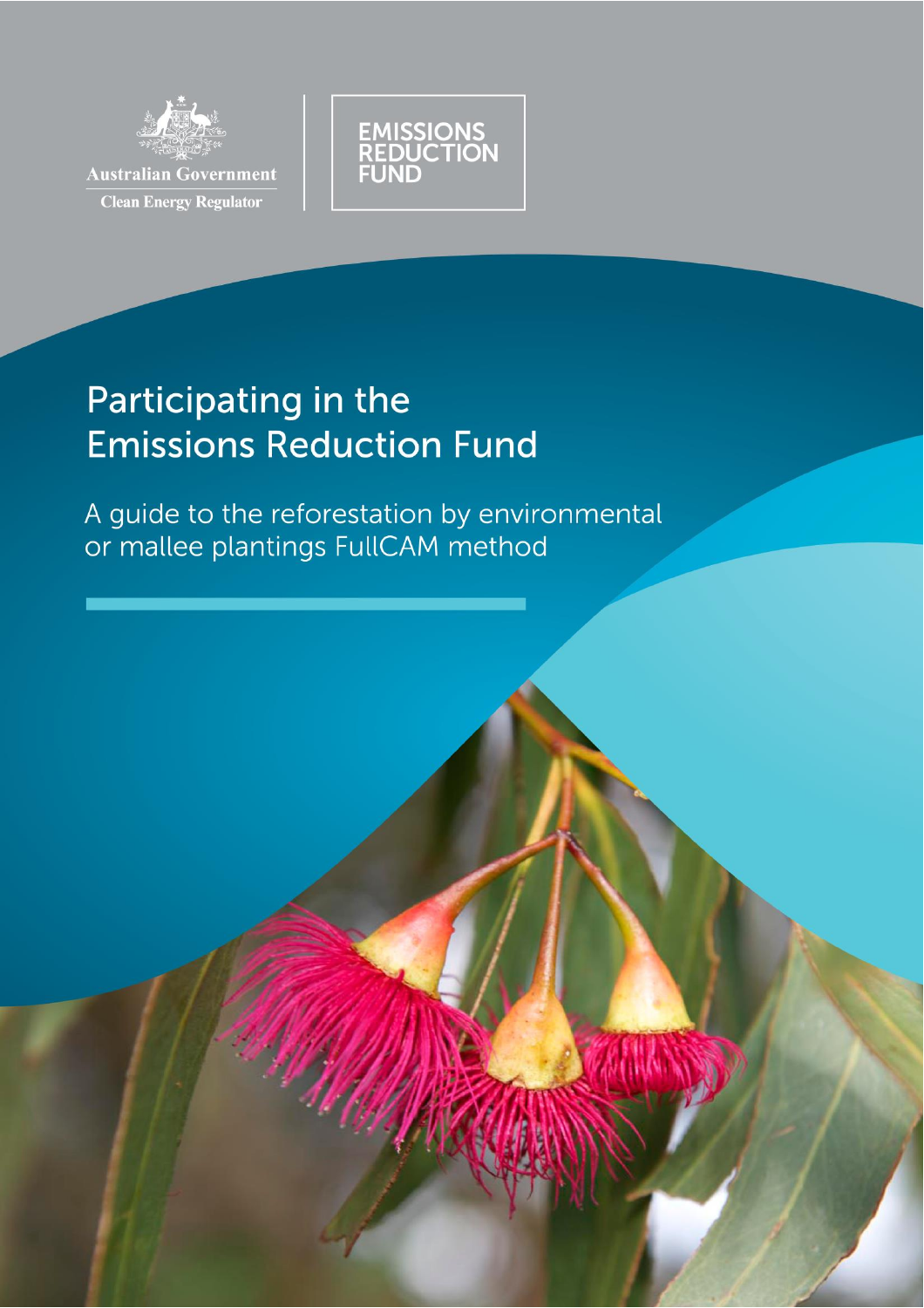Australian Government

Clean Energy Regulator

EMISSIONS REDUCTION FUND

# Participating in the Emissions Reduction Fund

## A guide to the reforestation by environmental or mallee plantings FullCAM method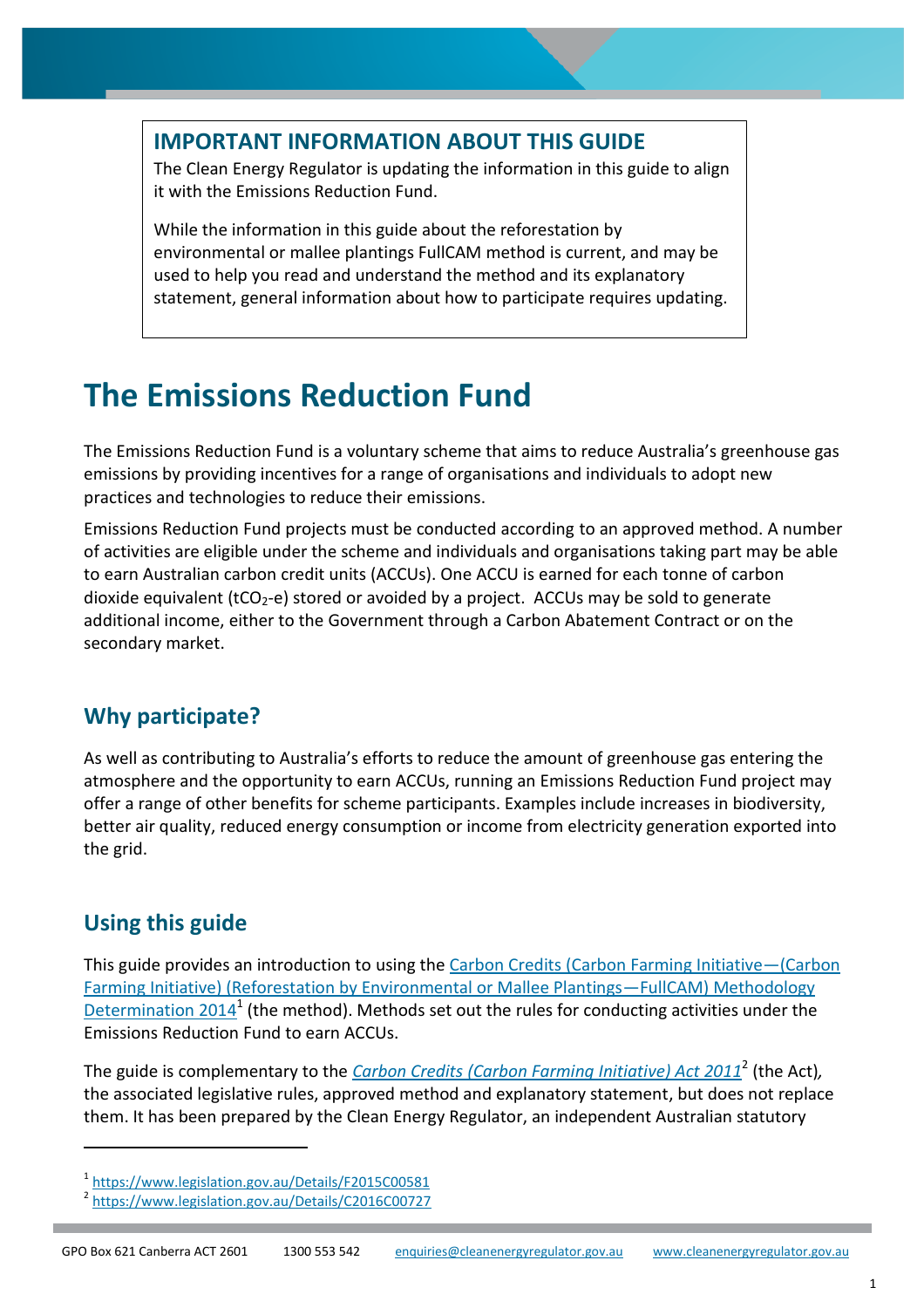## IMPORTANT INFORMATION ABOUT THIS GUIDE

The Clean Energy Regulator is updating the information in this guide to align it with the Emissions Reduction Fund.

While the information in this guide about the reforestation by environmental or mallee plantings FullCAM method is current, and may be used to help you read and understand the method and its explanatory statement, general information about how to participate requires updating.

# The Emissions Reduction Fund

The Emissions Reduction Fund is a voluntary scheme that aims to reduce Australia's greenhouse gas emissions by providing incentives for a range of organisations and individuals to adopt new practices and technologies to reduce their emissions.

Emissions Reduction Fund projects must be conducted according to an approved method. A number of activities are eligible under the scheme and individuals and organisations taking part may be able to earn Australian carbon credit units (ACCUs). One ACCU is earned for each tonne of carbon dioxide equivalent ($tCO_2$-e) stored or avoided by a project. ACCUs may be sold to generate additional income, either to the Government through a Carbon Abatement Contract or on the secondary market.

## Why participate?

As well as contributing to Australia's efforts to reduce the amount of greenhouse gas entering the atmosphere and the opportunity to earn ACCUs, running an Emissions Reduction Fund project may offer a range of other benefits for scheme participants. Examples include increases in biodiversity, better air quality, reduced energy consumption or income from electricity generation exported into the grid.

## Using this guide

This guide provides an introduction to using the [Carbon Credits (Carbon Farming Initiative—(Carbon Farming Initiative) (Reforestation by Environmental or Mallee Plantings—FullCAM) Methodology Determination 2014](https://www.legislation.gov.au/Details/F2015C00581)[1] (the method). Methods set out the rules for conducting activities under the Emissions Reduction Fund to earn ACCUs.

The guide is complementary to the *[Carbon Credits (Carbon Farming Initiative) Act 2011](https://www.legislation.gov.au/Details/C2016C00727)*[2] (the Act), the associated legislative rules, approved method and explanatory statement, but does not replace them. It has been prepared by the Clean Energy Regulator, an independent Australian statutory

---

[1] https://www.legislation.gov.au/Details/F2015C00581

[2] https://www.legislation.gov.au/Details/C2016C00727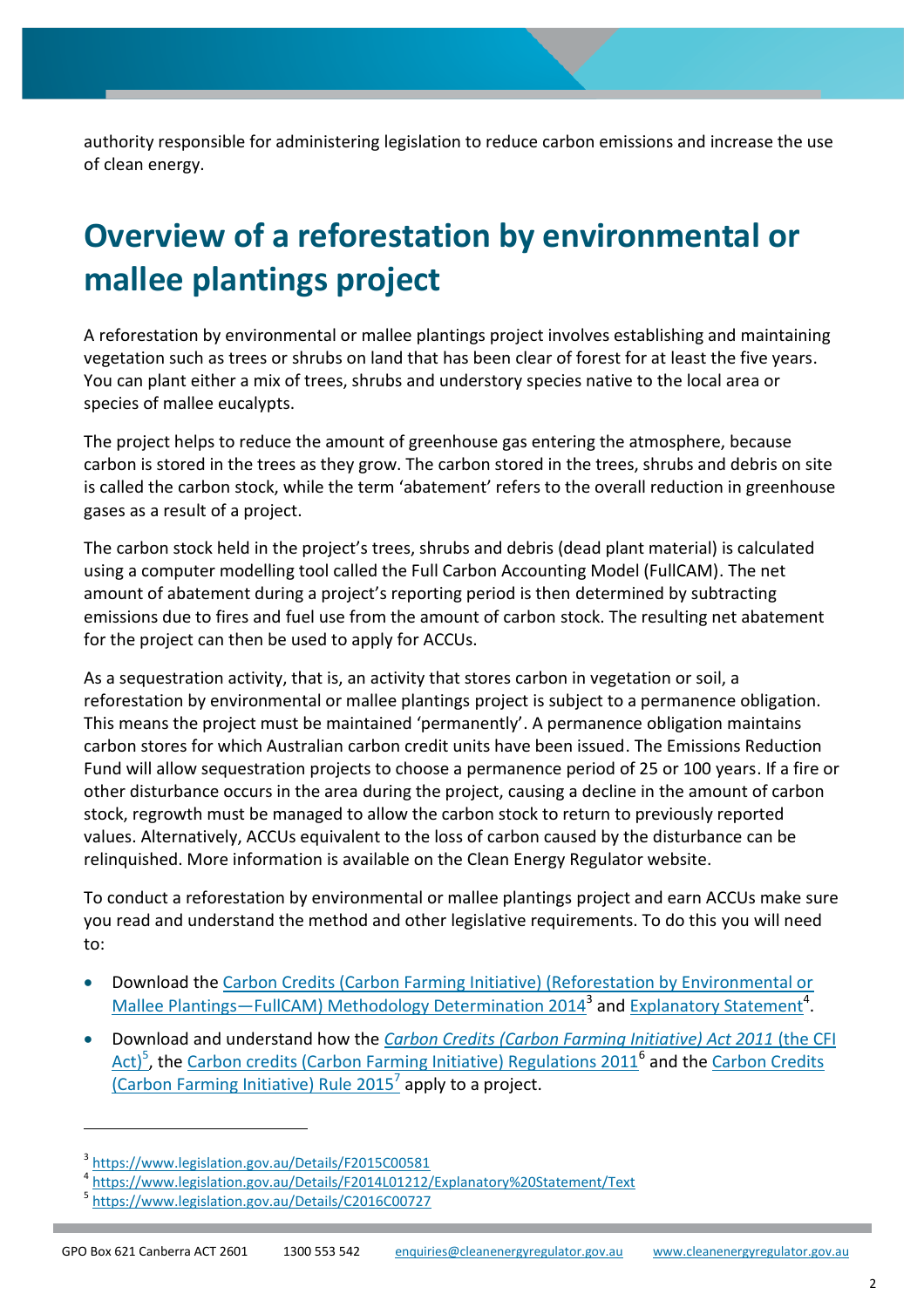authority responsible for administering legislation to reduce carbon emissions and increase the use of clean energy.

# Overview of a reforestation by environmental or mallee plantings project

A reforestation by environmental or mallee plantings project involves establishing and maintaining vegetation such as trees or shrubs on land that has been clear of forest for at least the five years. You can plant either a mix of trees, shrubs and understory species native to the local area or species of mallee eucalypts.

The project helps to reduce the amount of greenhouse gas entering the atmosphere, because carbon is stored in the trees as they grow. The carbon stored in the trees, shrubs and debris on site is called the carbon stock, while the term 'abatement' refers to the overall reduction in greenhouse gases as a result of a project.

The carbon stock held in the project's trees, shrubs and debris (dead plant material) is calculated using a computer modelling tool called the Full Carbon Accounting Model (FullCAM). The net amount of abatement during a project's reporting period is then determined by subtracting emissions due to fires and fuel use from the amount of carbon stock. The resulting net abatement for the project can then be used to apply for ACCUs.

As a sequestration activity, that is, an activity that stores carbon in vegetation or soil, a reforestation by environmental or mallee plantings project is subject to a permanence obligation. This means the project must be maintained 'permanently'. A permanence obligation maintains carbon stores for which Australian carbon credit units have been issued. The Emissions Reduction Fund will allow sequestration projects to choose a permanence period of 25 or 100 years. If a fire or other disturbance occurs in the area during the project, causing a decline in the amount of carbon stock, regrowth must be managed to allow the carbon stock to return to previously reported values. Alternatively, ACCUs equivalent to the loss of carbon caused by the disturbance can be relinquished. More information is available on the Clean Energy Regulator website.

To conduct a reforestation by environmental or mallee plantings project and earn ACCUs make sure you read and understand the method and other legislative requirements. To do this you will need to:

- Download the Carbon Credits (Carbon Farming Initiative) (Reforestation by Environmental or Mallee Plantings—FullCAM) Methodology Determination 2014[3] and Explanatory Statement[4].
- Download and understand how the *Carbon Credits (Carbon Farming Initiative) Act 2011* (the CFI Act)[5], the Carbon credits (Carbon Farming Initiative) Regulations 2011[6] and the Carbon Credits (Carbon Farming Initiative) Rule 2015[7] apply to a project.

---

[3] https://www.legislation.gov.au/Details/F2015C00581

[4] https://www.legislation.gov.au/Details/F2014L01212/Explanatory%20Statement/Text

[5] https://www.legislation.gov.au/Details/C2016C00727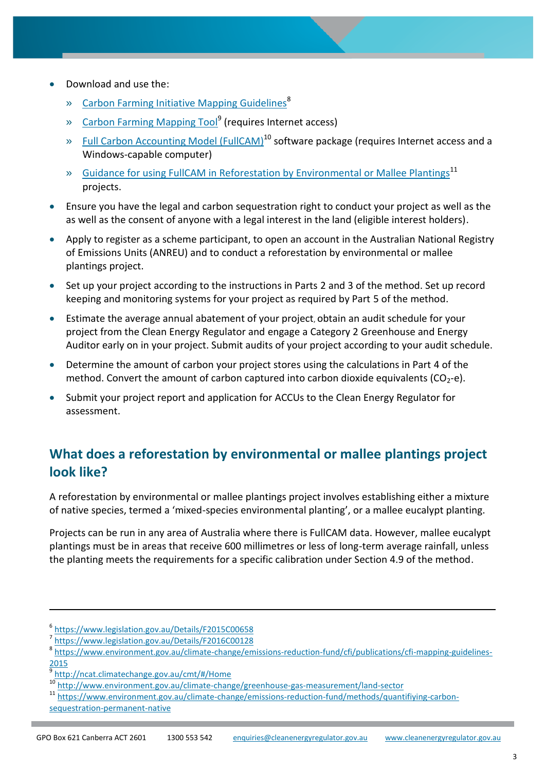- Download and use the:
  - [Carbon Farming Initiative Mapping Guidelines](https://www.environment.gov.au/climate-change/emissions-reduction-fund/cfi/publications/cfi-mapping-guidelines-2015)[8]
  - [Carbon Farming Mapping Tool](http://ncat.climatechange.gov.au/cmt/#/Home)[9] (requires Internet access)
  - [Full Carbon Accounting Model (FullCAM)](http://www.environment.gov.au/climate-change/greenhouse-gas-measurement/land-sector)[10] software package (requires Internet access and a Windows-capable computer)
  - [Guidance for using FullCAM in Reforestation by Environmental or Mallee Plantings](https://www.environment.gov.au/climate-change/emissions-reduction-fund/methods/quantifiying-carbon-sequestration-permanent-native)[11] projects.
- Ensure you have the legal and carbon sequestration right to conduct your project as well as the as well as the consent of anyone with a legal interest in the land (eligible interest holders).
- Apply to register as a scheme participant, to open an account in the Australian National Registry of Emissions Units (ANREU) and to conduct a reforestation by environmental or mallee plantings project.
- Set up your project according to the instructions in Parts 2 and 3 of the method. Set up record keeping and monitoring systems for your project as required by Part 5 of the method.
- Estimate the average annual abatement of your project, obtain an audit schedule for your project from the Clean Energy Regulator and engage a Category 2 Greenhouse and Energy Auditor early on in your project. Submit audits of your project according to your audit schedule.
- Determine the amount of carbon your project stores using the calculations in Part 4 of the method. Convert the amount of carbon captured into carbon dioxide equivalents ($CO_2$-e).
- Submit your project report and application for ACCUs to the Clean Energy Regulator for assessment.

## What does a reforestation by environmental or mallee plantings project look like?

A reforestation by environmental or mallee plantings project involves establishing either a mixture of native species, termed a 'mixed-species environmental planting', or a mallee eucalypt planting.

Projects can be run in any area of Australia where there is FullCAM data. However, mallee eucalypt plantings must be in areas that receive 600 millimetres or less of long-term average rainfall, unless the planting meets the requirements for a specific calibration under Section 4.9 of the method.

---

[6] https://www.legislation.gov.au/Details/F2015C00658
[7] https://www.legislation.gov.au/Details/F2016C00128
[8] https://www.environment.gov.au/climate-change/emissions-reduction-fund/cfi/publications/cfi-mapping-guidelines-2015
[9] http://ncat.climatechange.gov.au/cmt/#/Home
[10] http://www.environment.gov.au/climate-change/greenhouse-gas-measurement/land-sector
[11] https://www.environment.gov.au/climate-change/emissions-reduction-fund/methods/quantifiying-carbon-sequestration-permanent-native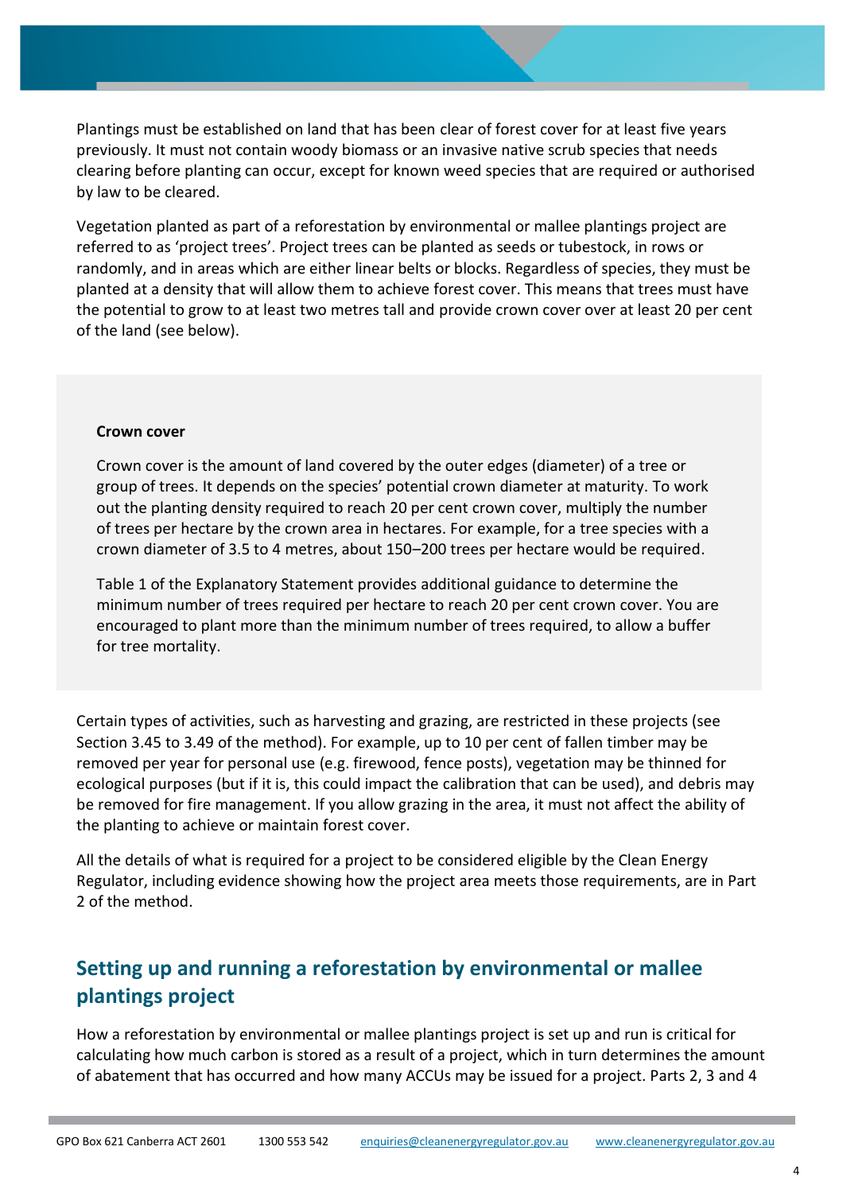Plantings must be established on land that has been clear of forest cover for at least five years previously. It must not contain woody biomass or an invasive native scrub species that needs clearing before planting can occur, except for known weed species that are required or authorised by law to be cleared.

Vegetation planted as part of a reforestation by environmental or mallee plantings project are referred to as 'project trees'. Project trees can be planted as seeds or tubestock, in rows or randomly, and in areas which are either linear belts or blocks. Regardless of species, they must be planted at a density that will allow them to achieve forest cover. This means that trees must have the potential to grow to at least two metres tall and provide crown cover over at least 20 per cent of the land (see below).

**Crown cover**

Crown cover is the amount of land covered by the outer edges (diameter) of a tree or group of trees. It depends on the species' potential crown diameter at maturity. To work out the planting density required to reach 20 per cent crown cover, multiply the number of trees per hectare by the crown area in hectares. For example, for a tree species with a crown diameter of 3.5 to 4 metres, about 150–200 trees per hectare would be required.

Table 1 of the Explanatory Statement provides additional guidance to determine the minimum number of trees required per hectare to reach 20 per cent crown cover. You are encouraged to plant more than the minimum number of trees required, to allow a buffer for tree mortality.

Certain types of activities, such as harvesting and grazing, are restricted in these projects (see Section 3.45 to 3.49 of the method). For example, up to 10 per cent of fallen timber may be removed per year for personal use (e.g. firewood, fence posts), vegetation may be thinned for ecological purposes (but if it is, this could impact the calibration that can be used), and debris may be removed for fire management. If you allow grazing in the area, it must not affect the ability of the planting to achieve or maintain forest cover.

All the details of what is required for a project to be considered eligible by the Clean Energy Regulator, including evidence showing how the project area meets those requirements, are in Part 2 of the method.

## Setting up and running a reforestation by environmental or mallee plantings project

How a reforestation by environmental or mallee plantings project is set up and run is critical for calculating how much carbon is stored as a result of a project, which in turn determines the amount of abatement that has occurred and how many ACCUs may be issued for a project. Parts 2, 3 and 4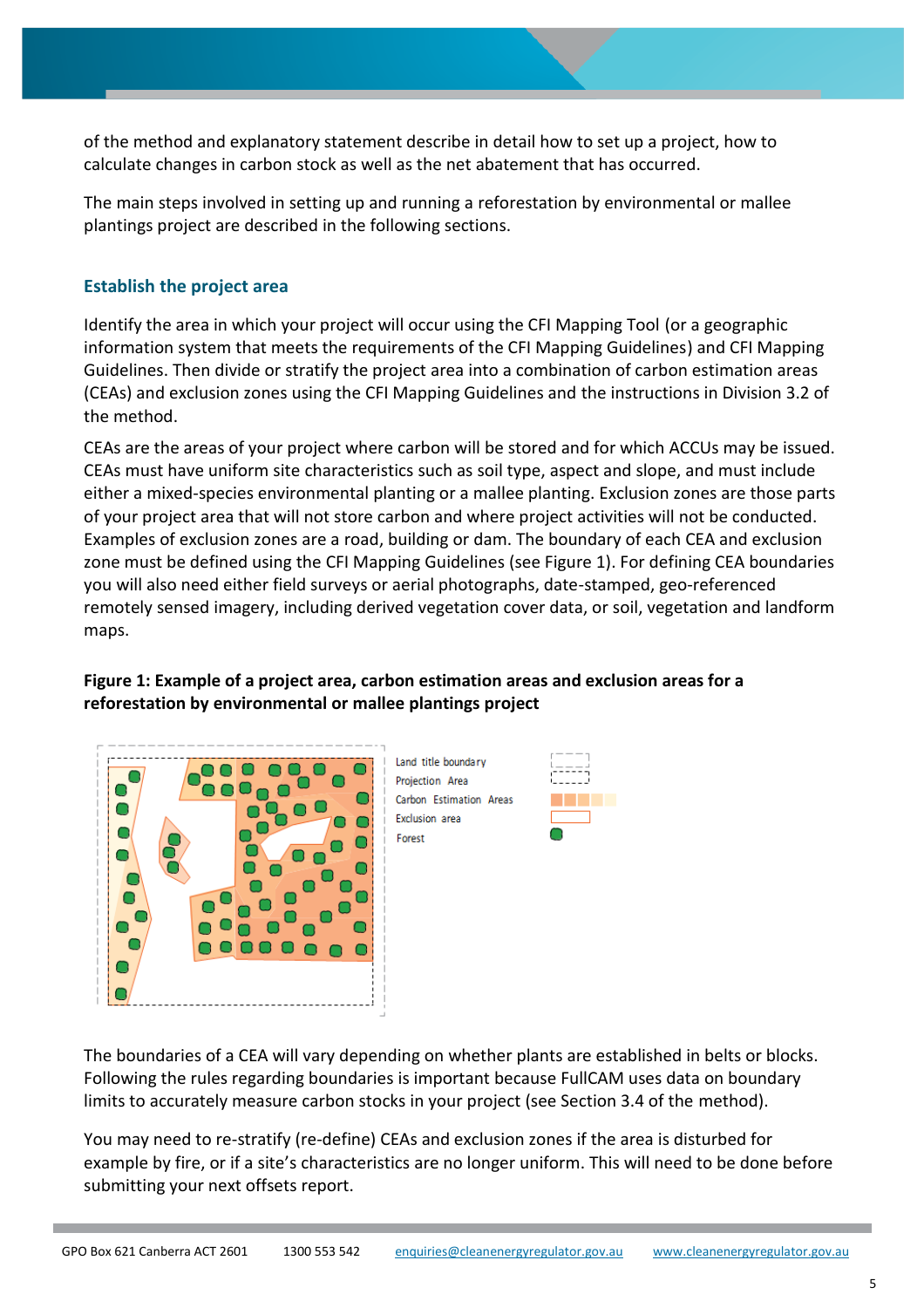of the method and explanatory statement describe in detail how to set up a project, how to calculate changes in carbon stock as well as the net abatement that has occurred.

The main steps involved in setting up and running a reforestation by environmental or mallee plantings project are described in the following sections.

### Establish the project area

Identify the area in which your project will occur using the CFI Mapping Tool (or a geographic information system that meets the requirements of the CFI Mapping Guidelines) and CFI Mapping Guidelines. Then divide or stratify the project area into a combination of carbon estimation areas (CEAs) and exclusion zones using the CFI Mapping Guidelines and the instructions in Division 3.2 of the method.

CEAs are the areas of your project where carbon will be stored and for which ACCUs may be issued. CEAs must have uniform site characteristics such as soil type, aspect and slope, and must include either a mixed-species environmental planting or a mallee planting. Exclusion zones are those parts of your project area that will not store carbon and where project activities will not be conducted. Examples of exclusion zones are a road, building or dam. The boundary of each CEA and exclusion zone must be defined using the CFI Mapping Guidelines (see Figure 1). For defining CEA boundaries you will also need either field surveys or aerial photographs, date-stamped, geo-referenced remotely sensed imagery, including derived vegetation cover data, or soil, vegetation and landform maps.

**Figure 1: Example of a project area, carbon estimation areas and exclusion areas for a reforestation by environmental or mallee plantings project**

Land title boundary
Projection Area
Carbon Estimation Areas
Exclusion area
Forest

The boundaries of a CEA will vary depending on whether plants are established in belts or blocks. Following the rules regarding boundaries is important because FullCAM uses data on boundary limits to accurately measure carbon stocks in your project (see Section 3.4 of the method).

You may need to re-stratify (re-define) CEAs and exclusion zones if the area is disturbed for example by fire, or if a site's characteristics are no longer uniform. This will need to be done before submitting your next offsets report.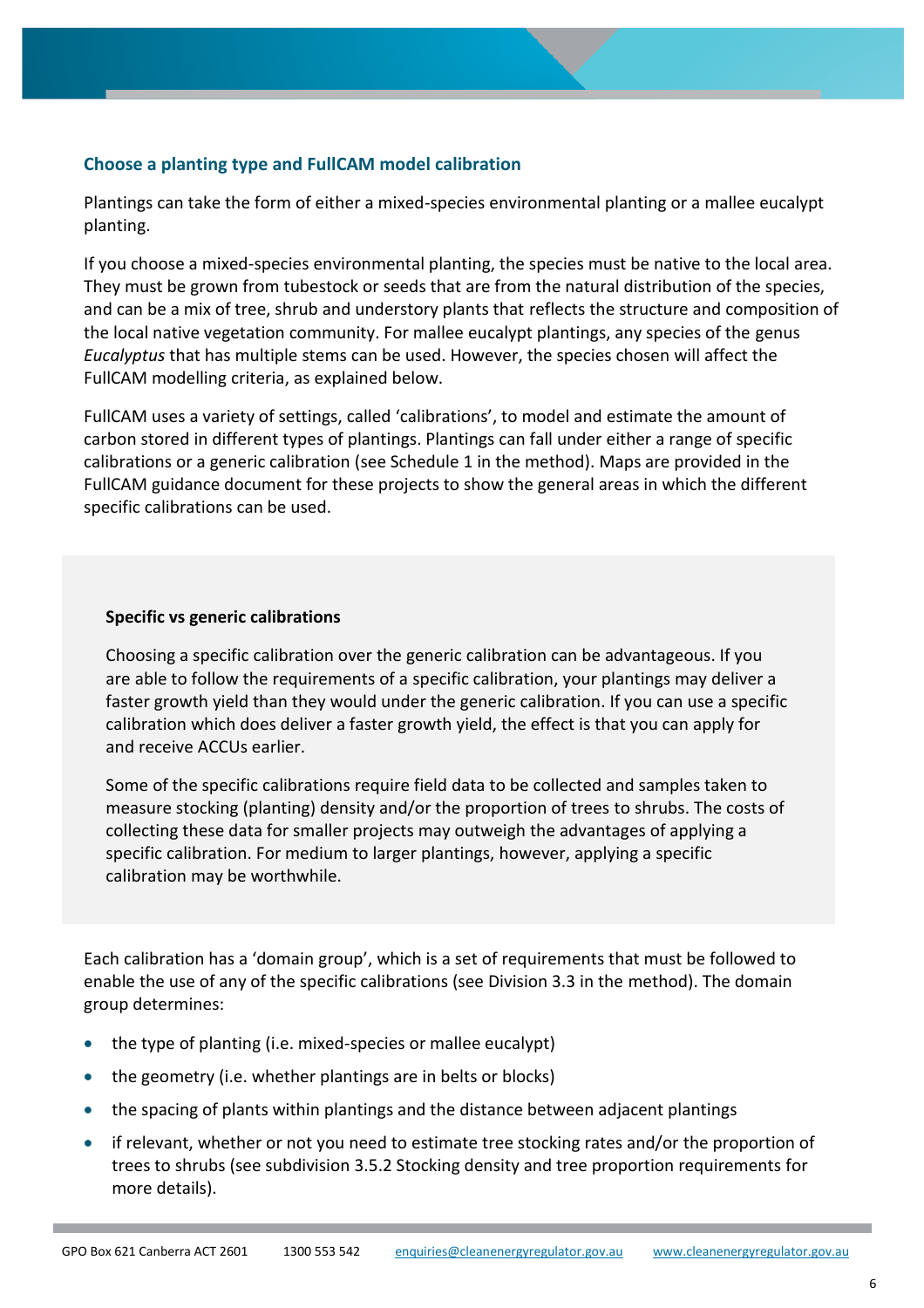## Choose a planting type and FullCAM model calibration

Plantings can take the form of either a mixed-species environmental planting or a mallee eucalypt planting.

If you choose a mixed-species environmental planting, the species must be native to the local area. They must be grown from tubestock or seeds that are from the natural distribution of the species, and can be a mix of tree, shrub and understory plants that reflects the structure and composition of the local native vegetation community. For mallee eucalypt plantings, any species of the genus *Eucalyptus* that has multiple stems can be used. However, the species chosen will affect the FullCAM modelling criteria, as explained below.

FullCAM uses a variety of settings, called 'calibrations', to model and estimate the amount of carbon stored in different types of plantings. Plantings can fall under either a range of specific calibrations or a generic calibration (see Schedule 1 in the method). Maps are provided in the FullCAM guidance document for these projects to show the general areas in which the different specific calibrations can be used.

**Specific vs generic calibrations**

Choosing a specific calibration over the generic calibration can be advantageous. If you are able to follow the requirements of a specific calibration, your plantings may deliver a faster growth yield than they would under the generic calibration. If you can use a specific calibration which does deliver a faster growth yield, the effect is that you can apply for and receive ACCUs earlier.

Some of the specific calibrations require field data to be collected and samples taken to measure stocking (planting) density and/or the proportion of trees to shrubs. The costs of collecting these data for smaller projects may outweigh the advantages of applying a specific calibration. For medium to larger plantings, however, applying a specific calibration may be worthwhile.

Each calibration has a 'domain group', which is a set of requirements that must be followed to enable the use of any of the specific calibrations (see Division 3.3 in the method). The domain group determines:

- the type of planting (i.e. mixed-species or mallee eucalypt)
- the geometry (i.e. whether plantings are in belts or blocks)
- the spacing of plants within plantings and the distance between adjacent plantings
- if relevant, whether or not you need to estimate tree stocking rates and/or the proportion of trees to shrubs (see subdivision 3.5.2 Stocking density and tree proportion requirements for more details).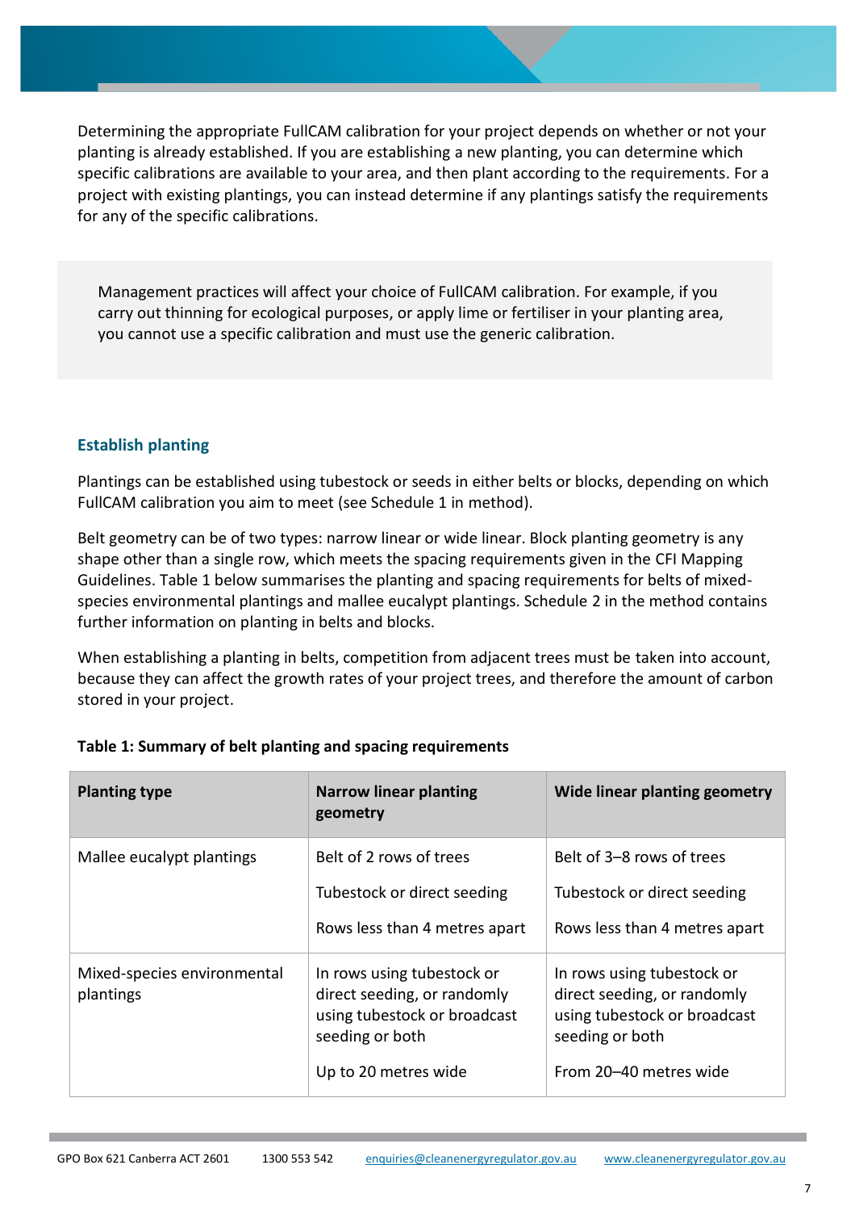Determining the appropriate FullCAM calibration for your project depends on whether or not your planting is already established. If you are establishing a new planting, you can determine which specific calibrations are available to your area, and then plant according to the requirements. For a project with existing plantings, you can instead determine if any plantings satisfy the requirements for any of the specific calibrations.

> Management practices will affect your choice of FullCAM calibration. For example, if you carry out thinning for ecological purposes, or apply lime or fertiliser in your planting area, you cannot use a specific calibration and must use the generic calibration.

### Establish planting

Plantings can be established using tubestock or seeds in either belts or blocks, depending on which FullCAM calibration you aim to meet (see Schedule 1 in method).

Belt geometry can be of two types: narrow linear or wide linear. Block planting geometry is any shape other than a single row, which meets the spacing requirements given in the CFI Mapping Guidelines. Table 1 below summarises the planting and spacing requirements for belts of mixed-species environmental plantings and mallee eucalypt plantings. Schedule 2 in the method contains further information on planting in belts and blocks.

When establishing a planting in belts, competition from adjacent trees must be taken into account, because they can affect the growth rates of your project trees, and therefore the amount of carbon stored in your project.

**Table 1: Summary of belt planting and spacing requirements**

| Planting type | Narrow linear planting geometry | Wide linear planting geometry |
|---|---|---|
| Mallee eucalypt plantings | Belt of 2 rows of trees<br><br>Tubestock or direct seeding<br><br>Rows less than 4 metres apart | Belt of 3–8 rows of trees<br><br>Tubestock or direct seeding<br><br>Rows less than 4 metres apart |
| Mixed-species environmental plantings | In rows using tubestock or direct seeding, or randomly using tubestock or broadcast seeding or both<br><br>Up to 20 metres wide | In rows using tubestock or direct seeding, or randomly using tubestock or broadcast seeding or both<br><br>From 20–40 metres wide |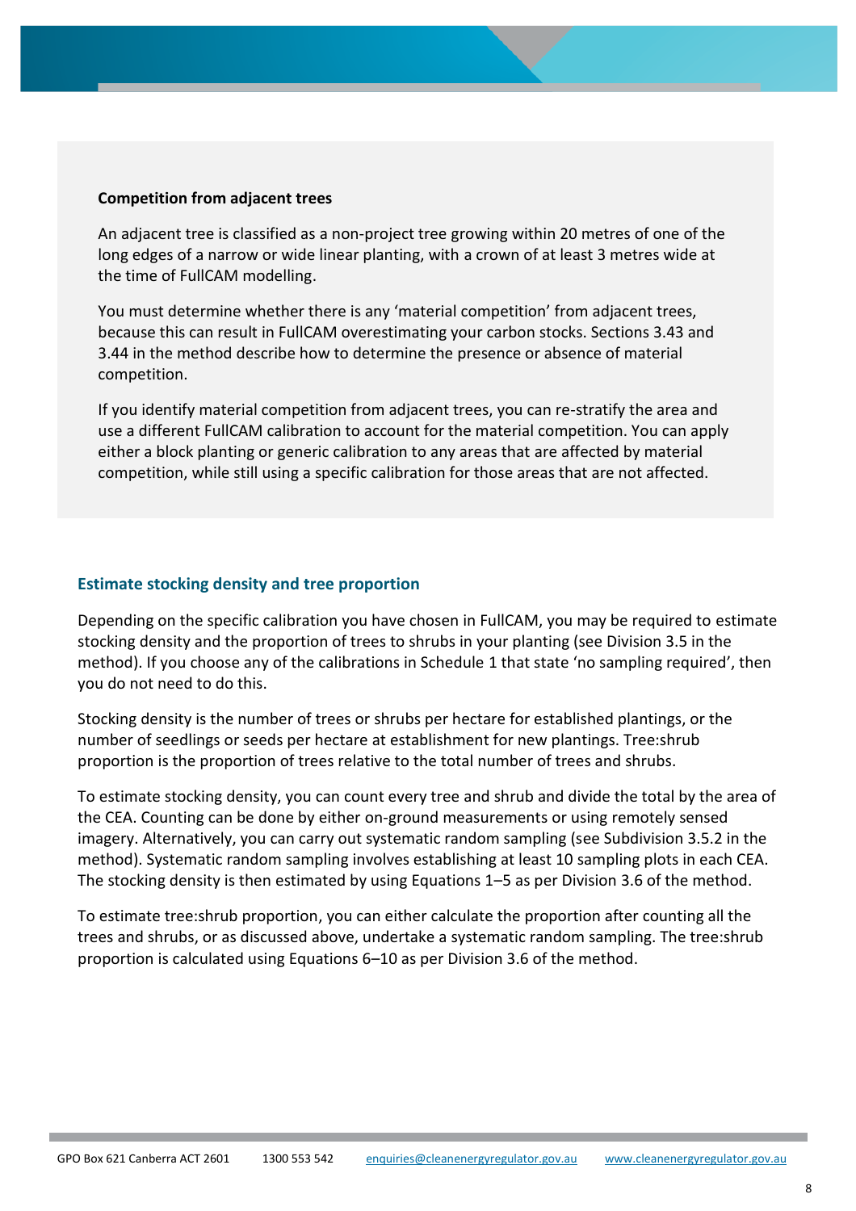**Competition from adjacent trees**

An adjacent tree is classified as a non-project tree growing within 20 metres of one of the long edges of a narrow or wide linear planting, with a crown of at least 3 metres wide at the time of FullCAM modelling.

You must determine whether there is any 'material competition' from adjacent trees, because this can result in FullCAM overestimating your carbon stocks. Sections 3.43 and 3.44 in the method describe how to determine the presence or absence of material competition.

If you identify material competition from adjacent trees, you can re-stratify the area and use a different FullCAM calibration to account for the material competition. You can apply either a block planting or generic calibration to any areas that are affected by material competition, while still using a specific calibration for those areas that are not affected.

### Estimate stocking density and tree proportion

Depending on the specific calibration you have chosen in FullCAM, you may be required to estimate stocking density and the proportion of trees to shrubs in your planting (see Division 3.5 in the method). If you choose any of the calibrations in Schedule 1 that state 'no sampling required', then you do not need to do this.

Stocking density is the number of trees or shrubs per hectare for established plantings, or the number of seedlings or seeds per hectare at establishment for new plantings. Tree:shrub proportion is the proportion of trees relative to the total number of trees and shrubs.

To estimate stocking density, you can count every tree and shrub and divide the total by the area of the CEA. Counting can be done by either on-ground measurements or using remotely sensed imagery. Alternatively, you can carry out systematic random sampling (see Subdivision 3.5.2 in the method). Systematic random sampling involves establishing at least 10 sampling plots in each CEA. The stocking density is then estimated by using Equations 1–5 as per Division 3.6 of the method.

To estimate tree:shrub proportion, you can either calculate the proportion after counting all the trees and shrubs, or as discussed above, undertake a systematic random sampling. The tree:shrub proportion is calculated using Equations 6–10 as per Division 3.6 of the method.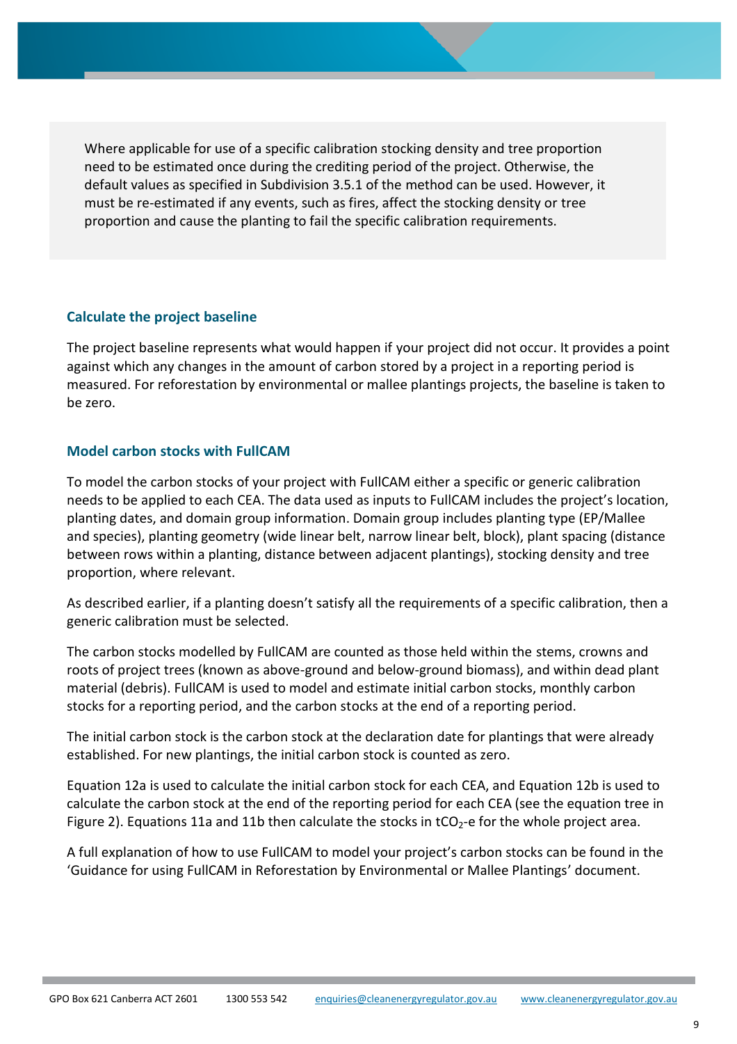> Where applicable for use of a specific calibration stocking density and tree proportion need to be estimated once during the crediting period of the project. Otherwise, the default values as specified in Subdivision 3.5.1 of the method can be used. However, it must be re-estimated if any events, such as fires, affect the stocking density or tree proportion and cause the planting to fail the specific calibration requirements.

### Calculate the project baseline

The project baseline represents what would happen if your project did not occur. It provides a point against which any changes in the amount of carbon stored by a project in a reporting period is measured. For reforestation by environmental or mallee plantings projects, the baseline is taken to be zero.

### Model carbon stocks with FullCAM

To model the carbon stocks of your project with FullCAM either a specific or generic calibration needs to be applied to each CEA. The data used as inputs to FullCAM includes the project's location, planting dates, and domain group information. Domain group includes planting type (EP/Mallee and species), planting geometry (wide linear belt, narrow linear belt, block), plant spacing (distance between rows within a planting, distance between adjacent plantings), stocking density and tree proportion, where relevant.

As described earlier, if a planting doesn't satisfy all the requirements of a specific calibration, then a generic calibration must be selected.

The carbon stocks modelled by FullCAM are counted as those held within the stems, crowns and roots of project trees (known as above-ground and below-ground biomass), and within dead plant material (debris). FullCAM is used to model and estimate initial carbon stocks, monthly carbon stocks for a reporting period, and the carbon stocks at the end of a reporting period.

The initial carbon stock is the carbon stock at the declaration date for plantings that were already established. For new plantings, the initial carbon stock is counted as zero.

Equation 12a is used to calculate the initial carbon stock for each CEA, and Equation 12b is used to calculate the carbon stock at the end of the reporting period for each CEA (see the equation tree in Figure 2). Equations 11a and 11b then calculate the stocks in $tCO_2$-e for the whole project area.

A full explanation of how to use FullCAM to model your project's carbon stocks can be found in the 'Guidance for using FullCAM in Reforestation by Environmental or Mallee Plantings' document.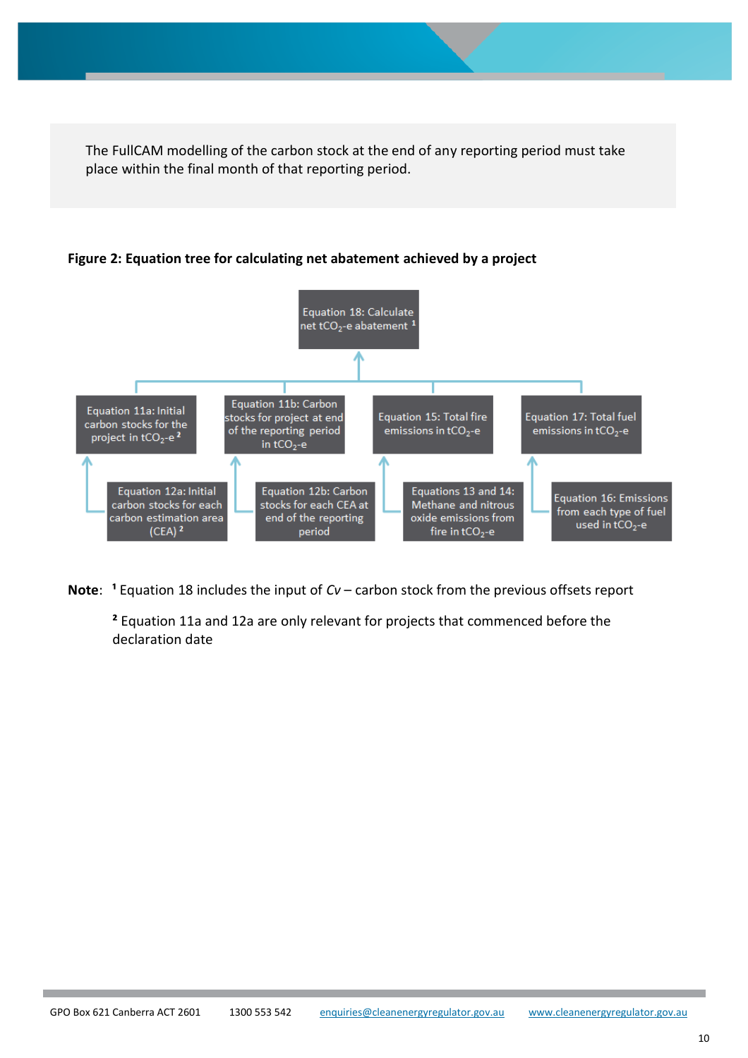The FullCAM modelling of the carbon stock at the end of any reporting period must take place within the final month of that reporting period.

**Figure 2: Equation tree for calculating net abatement achieved by a project**

- Equation 18: Calculate net $tCO_2$-e abatement [1]
  - Equation 11a: Initial carbon stocks for the project in $tCO_2$-e [2]
    - Equation 12a: Initial carbon stocks for each carbon estimation area (CEA) [2]
  - Equation 11b: Carbon stocks for project at end of the reporting period in $tCO_2$-e
    - Equation 12b: Carbon stocks for each CEA at end of the reporting period
  - Equation 15: Total fire emissions in $tCO_2$-e
    - Equations 13 and 14: Methane and nitrous oxide emissions from fire in $tCO_2$-e
  - Equation 17: Total fuel emissions in $tCO_2$-e
    - Equation 16: Emissions from each type of fuel used in $tCO_2$-e

**Note**: [1] Equation 18 includes the input of *Cv* – carbon stock from the previous offsets report

[2] Equation 11a and 12a are only relevant for projects that commenced before the declaration date

GPO Box 621 Canberra ACT 2601 1300 553 542 enquiries@cleanenergyregulator.gov.au www.cleanenergyregulator.gov.au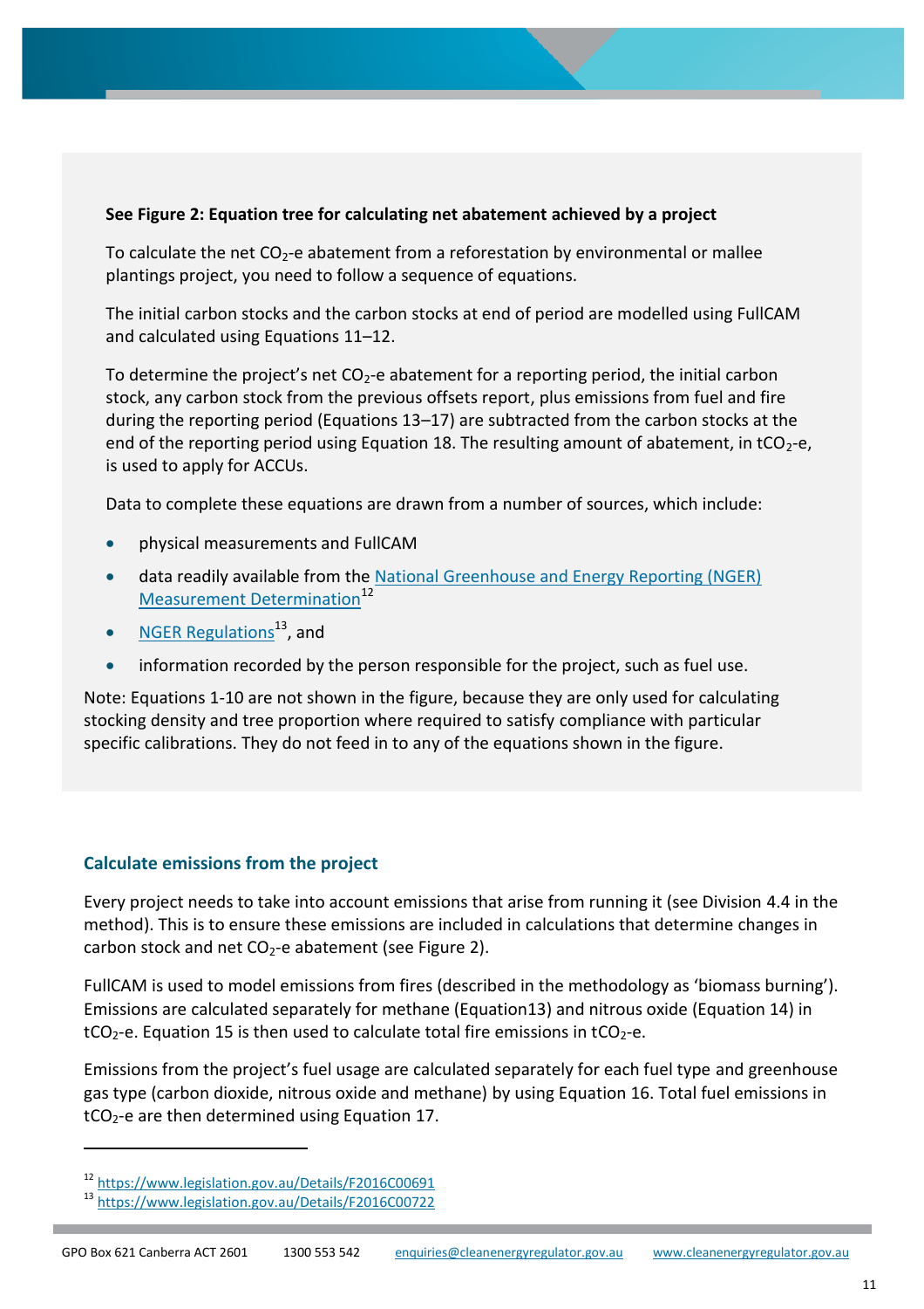**See Figure 2: Equation tree for calculating net abatement achieved by a project**

To calculate the net $CO_2$-e abatement from a reforestation by environmental or mallee plantings project, you need to follow a sequence of equations.

The initial carbon stocks and the carbon stocks at end of period are modelled using FullCAM and calculated using Equations 11–12.

To determine the project's net $CO_2$-e abatement for a reporting period, the initial carbon stock, any carbon stock from the previous offsets report, plus emissions from fuel and fire during the reporting period (Equations 13–17) are subtracted from the carbon stocks at the end of the reporting period using Equation 18. The resulting amount of abatement, in $tCO_2$-e, is used to apply for ACCUs.

Data to complete these equations are drawn from a number of sources, which include:

- physical measurements and FullCAM
- data readily available from the National Greenhouse and Energy Reporting (NGER) Measurement Determination[12]
- NGER Regulations[13], and
- information recorded by the person responsible for the project, such as fuel use.

Note: Equations 1-10 are not shown in the figure, because they are only used for calculating stocking density and tree proportion where required to satisfy compliance with particular specific calibrations. They do not feed in to any of the equations shown in the figure.

### Calculate emissions from the project

Every project needs to take into account emissions that arise from running it (see Division 4.4 in the method). This is to ensure these emissions are included in calculations that determine changes in carbon stock and net $CO_2$-e abatement (see Figure 2).

FullCAM is used to model emissions from fires (described in the methodology as 'biomass burning'). Emissions are calculated separately for methane (Equation13) and nitrous oxide (Equation 14) in $tCO_2$-e. Equation 15 is then used to calculate total fire emissions in $tCO_2$-e.

Emissions from the project's fuel usage are calculated separately for each fuel type and greenhouse gas type (carbon dioxide, nitrous oxide and methane) by using Equation 16. Total fuel emissions in $tCO_2$-e are then determined using Equation 17.

---

[12] https://www.legislation.gov.au/Details/F2016C00691

[13] https://www.legislation.gov.au/Details/F2016C00722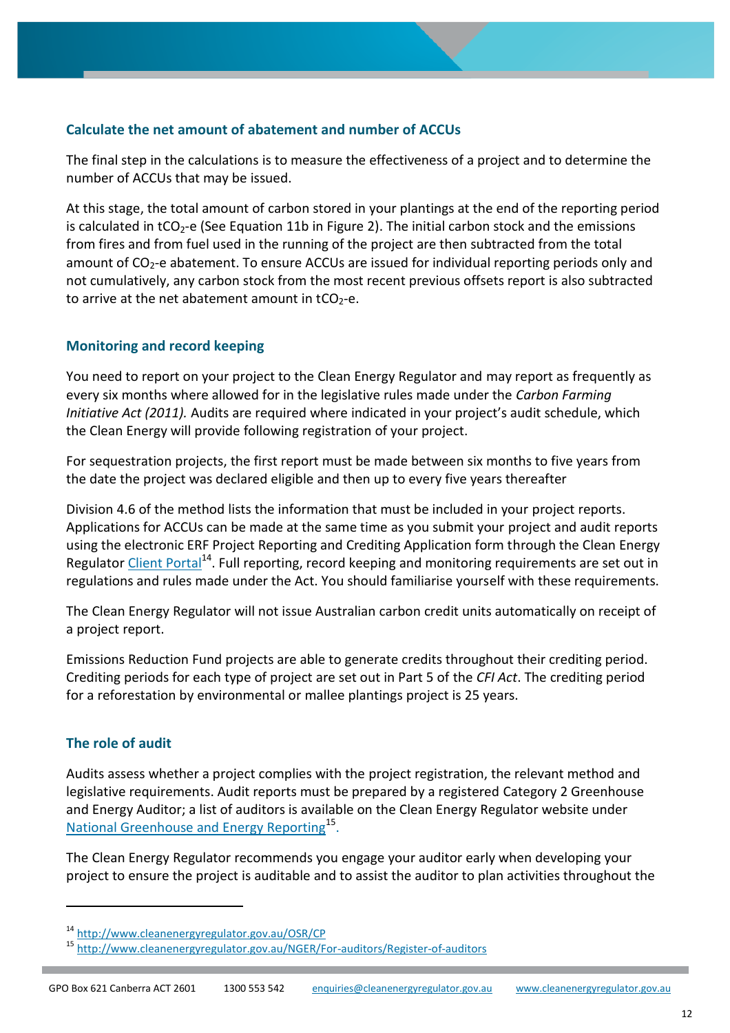## Calculate the net amount of abatement and number of ACCUs

The final step in the calculations is to measure the effectiveness of a project and to determine the number of ACCUs that may be issued.

At this stage, the total amount of carbon stored in your plantings at the end of the reporting period is calculated in $tCO_2$-e (See Equation 11b in Figure 2). The initial carbon stock and the emissions from fires and from fuel used in the running of the project are then subtracted from the total amount of $CO_2$-e abatement. To ensure ACCUs are issued for individual reporting periods only and not cumulatively, any carbon stock from the most recent previous offsets report is also subtracted to arrive at the net abatement amount in $tCO_2$-e.

## Monitoring and record keeping

You need to report on your project to the Clean Energy Regulator and may report as frequently as every six months where allowed for in the legislative rules made under the *Carbon Farming Initiative Act (2011).* Audits are required where indicated in your project's audit schedule, which the Clean Energy will provide following registration of your project.

For sequestration projects, the first report must be made between six months to five years from the date the project was declared eligible and then up to every five years thereafter

Division 4.6 of the method lists the information that must be included in your project reports. Applications for ACCUs can be made at the same time as you submit your project and audit reports using the electronic ERF Project Reporting and Crediting Application form through the Clean Energy Regulator Client Portal[14]. Full reporting, record keeping and monitoring requirements are set out in regulations and rules made under the Act. You should familiarise yourself with these requirements.

The Clean Energy Regulator will not issue Australian carbon credit units automatically on receipt of a project report.

Emissions Reduction Fund projects are able to generate credits throughout their crediting period. Crediting periods for each type of project are set out in Part 5 of the *CFI Act*. The crediting period for a reforestation by environmental or mallee plantings project is 25 years.

## The role of audit

Audits assess whether a project complies with the project registration, the relevant method and legislative requirements. Audit reports must be prepared by a registered Category 2 Greenhouse and Energy Auditor; a list of auditors is available on the Clean Energy Regulator website under National Greenhouse and Energy Reporting[15].

The Clean Energy Regulator recommends you engage your auditor early when developing your project to ensure the project is auditable and to assist the auditor to plan activities throughout the

---

[14] http://www.cleanenergyregulator.gov.au/OSR/CP

[15] http://www.cleanenergyregulator.gov.au/NGER/For-auditors/Register-of-auditors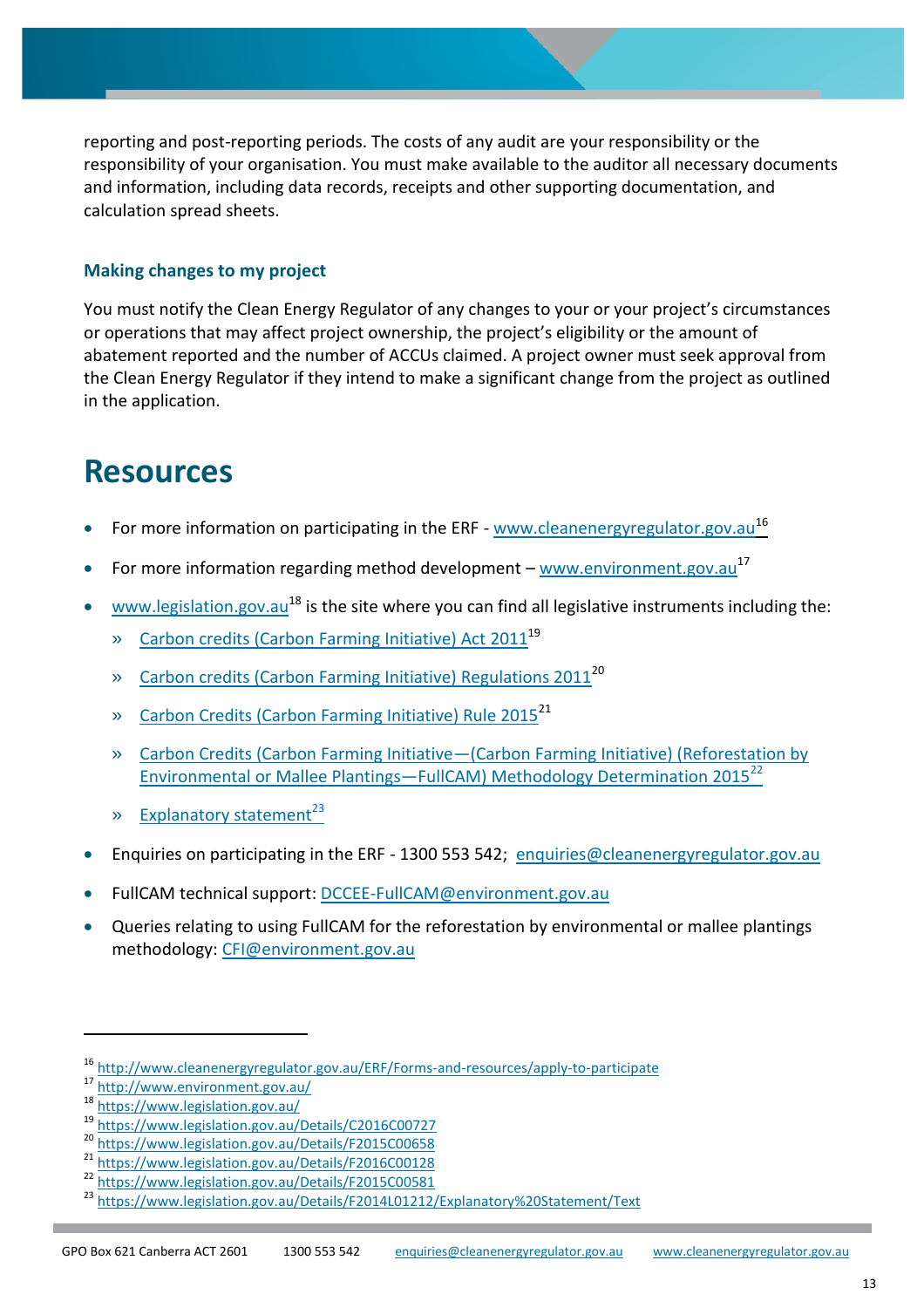reporting and post-reporting periods. The costs of any audit are your responsibility or the responsibility of your organisation. You must make available to the auditor all necessary documents and information, including data records, receipts and other supporting documentation, and calculation spread sheets.

### Making changes to my project

You must notify the Clean Energy Regulator of any changes to your or your project's circumstances or operations that may affect project ownership, the project's eligibility or the amount of abatement reported and the number of ACCUs claimed. A project owner must seek approval from the Clean Energy Regulator if they intend to make a significant change from the project as outlined in the application.

# Resources

- For more information on participating in the ERF - www.cleanenergyregulator.gov.au[16]
- For more information regarding method development – www.environment.gov.au[17]
- www.legislation.gov.au[18] is the site where you can find all legislative instruments including the:
  - » Carbon credits (Carbon Farming Initiative) Act 2011[19]
  - » Carbon credits (Carbon Farming Initiative) Regulations 2011[20]
  - » Carbon Credits (Carbon Farming Initiative) Rule 2015[21]
  - » Carbon Credits (Carbon Farming Initiative—(Carbon Farming Initiative) (Reforestation by Environmental or Mallee Plantings—FullCAM) Methodology Determination 2015[22]
  - » Explanatory statement[23]
- Enquiries on participating in the ERF - 1300 553 542; enquiries@cleanenergyregulator.gov.au
- FullCAM technical support: DCCEE-FullCAM@environment.gov.au
- Queries relating to using FullCAM for the reforestation by environmental or mallee plantings methodology: CFI@environment.gov.au

---

[16] http://www.cleanenergyregulator.gov.au/ERF/Forms-and-resources/apply-to-participate
[17] http://www.environment.gov.au/
[18] https://www.legislation.gov.au/
[19] https://www.legislation.gov.au/Details/C2016C00727
[20] https://www.legislation.gov.au/Details/F2015C00658
[21] https://www.legislation.gov.au/Details/F2016C00128
[22] https://www.legislation.gov.au/Details/F2015C00581
[23] https://www.legislation.gov.au/Details/F2014L01212/Explanatory%20Statement/Text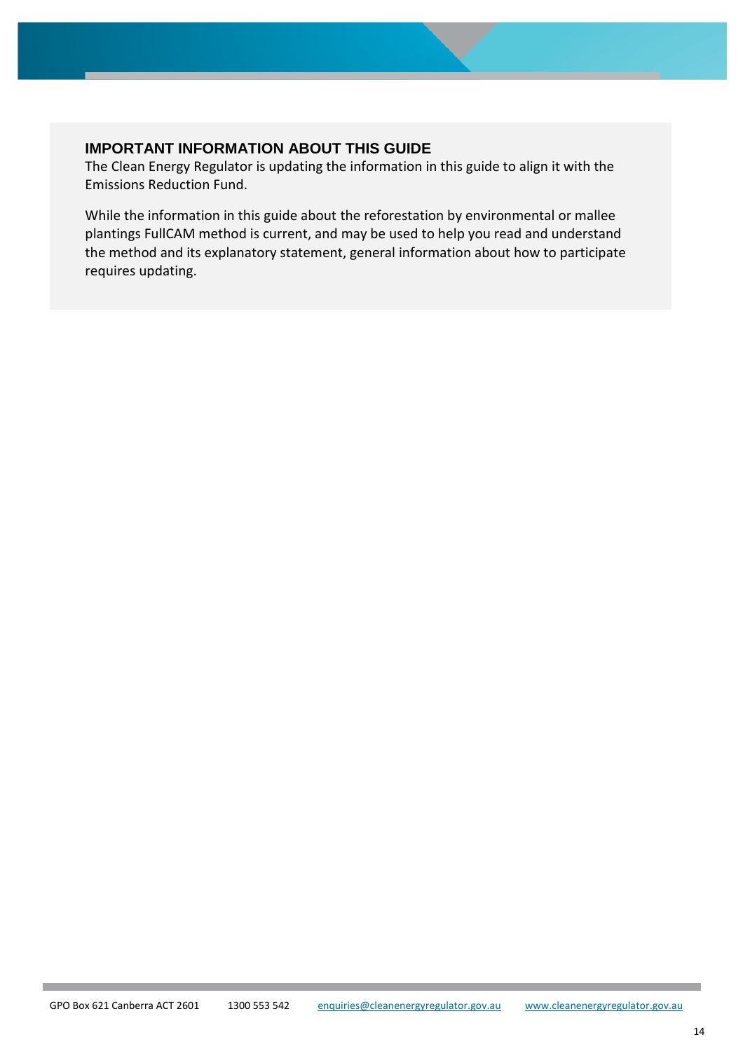### IMPORTANT INFORMATION ABOUT THIS GUIDE

The Clean Energy Regulator is updating the information in this guide to align it with the Emissions Reduction Fund.

While the information in this guide about the reforestation by environmental or mallee plantings FullCAM method is current, and may be used to help you read and understand the method and its explanatory statement, general information about how to participate requires updating.